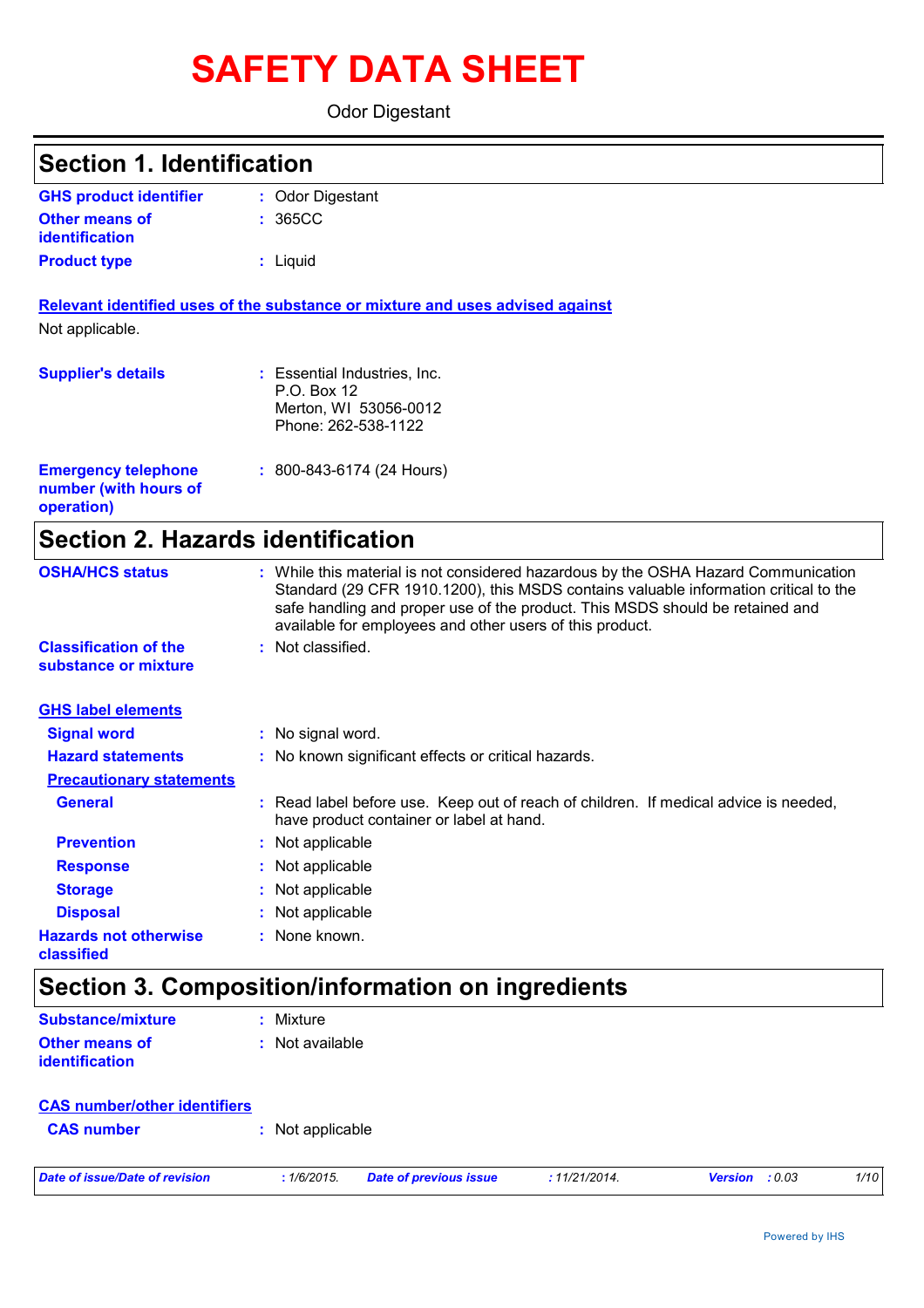# SAFETY DATA SHEET

Odor Digestant

## Section 1. Identification

**GHS product identifier** : Odor Digestant

**Other means of identification** : 365CC

**Product type** : Liquid

**Relevant identified uses of the substance or mixture and uses advised against**

Not applicable.

**Supplier's details** : Essential Industries, Inc.
P.O. Box 12
Merton, WI 53056-0012
Phone: 262-538-1122

**Emergency telephone number (with hours of operation)** : 800-843-6174 (24 Hours)

## Section 2. Hazards identification

**OSHA/HCS status** : While this material is not considered hazardous by the OSHA Hazard Communication Standard (29 CFR 1910.1200), this MSDS contains valuable information critical to the safe handling and proper use of the product. This MSDS should be retained and available for employees and other users of this product.

**Classification of the substance or mixture** : Not classified.

**GHS label elements**

**Signal word** : No signal word.

**Hazard statements** : No known significant effects or critical hazards.

**Precautionary statements**

**General** : Read label before use. Keep out of reach of children. If medical advice is needed, have product container or label at hand.

**Prevention** : Not applicable

**Response** : Not applicable

**Storage** : Not applicable

**Disposal** : Not applicable

**Hazards not otherwise classified** : None known.

## Section 3. Composition/information on ingredients

**Substance/mixture** : Mixture

**Other means of identification** : Not available

**CAS number/other identifiers**

**CAS number** : Not applicable

*Date of issue/Date of revision* : 1/6/2015. *Date of previous issue* : 11/21/2014. *Version* : 0.03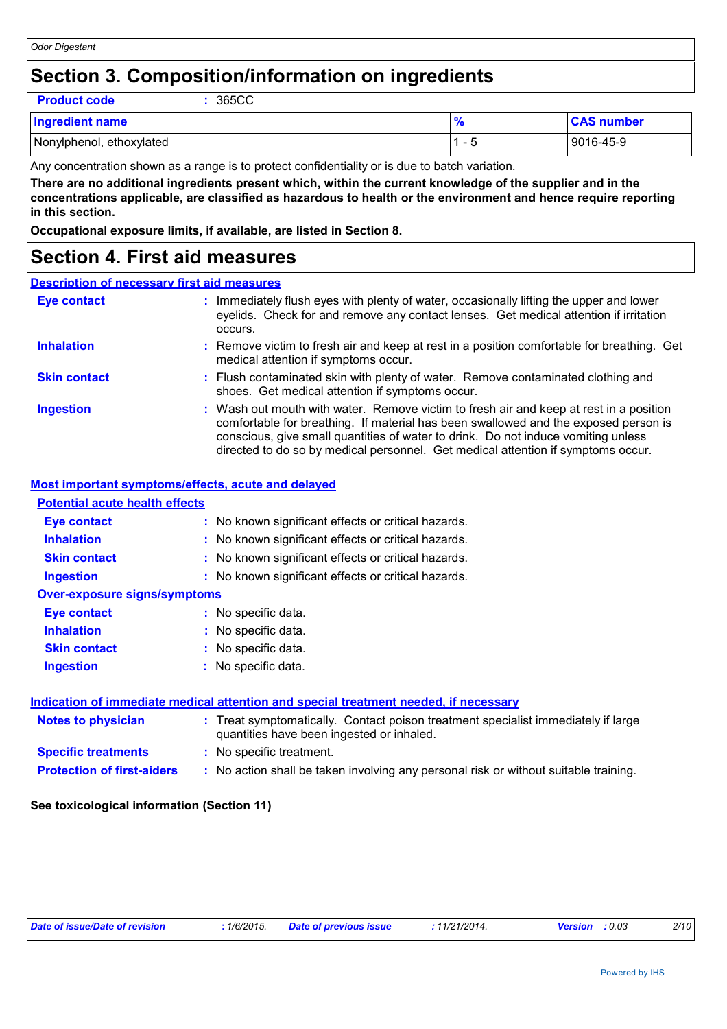# Section 3. Composition/information on ingredients

**Product code** : 365CC

| Ingredient name | % | CAS number |
|---|---|---|
| Nonylphenol, ethoxylated | 1 - 5 | 9016-45-9 |

Any concentration shown as a range is to protect confidentiality or is due to batch variation.

**There are no additional ingredients present which, within the current knowledge of the supplier and in the concentrations applicable, are classified as hazardous to health or the environment and hence require reporting in this section.**

**Occupational exposure limits, if available, are listed in Section 8.**

# Section 4. First aid measures

## Description of necessary first aid measures

**Eye contact** : Immediately flush eyes with plenty of water, occasionally lifting the upper and lower eyelids. Check for and remove any contact lenses. Get medical attention if irritation occurs.

**Inhalation** : Remove victim to fresh air and keep at rest in a position comfortable for breathing. Get medical attention if symptoms occur.

**Skin contact** : Flush contaminated skin with plenty of water. Remove contaminated clothing and shoes. Get medical attention if symptoms occur.

**Ingestion** : Wash out mouth with water. Remove victim to fresh air and keep at rest in a position comfortable for breathing. If material has been swallowed and the exposed person is conscious, give small quantities of water to drink. Do not induce vomiting unless directed to do so by medical personnel. Get medical attention if symptoms occur.

## Most important symptoms/effects, acute and delayed

### Potential acute health effects

**Eye contact** : No known significant effects or critical hazards.

**Inhalation** : No known significant effects or critical hazards.

**Skin contact** : No known significant effects or critical hazards.

**Ingestion** : No known significant effects or critical hazards.

### Over-exposure signs/symptoms

**Eye contact** : No specific data.

**Inhalation** : No specific data.

**Skin contact** : No specific data.

**Ingestion** : No specific data.

## Indication of immediate medical attention and special treatment needed, if necessary

**Notes to physician** : Treat symptomatically. Contact poison treatment specialist immediately if large quantities have been ingested or inhaled.

**Specific treatments** : No specific treatment.

**Protection of first-aiders** : No action shall be taken involving any personal risk or without suitable training.

**See toxicological information (Section 11)**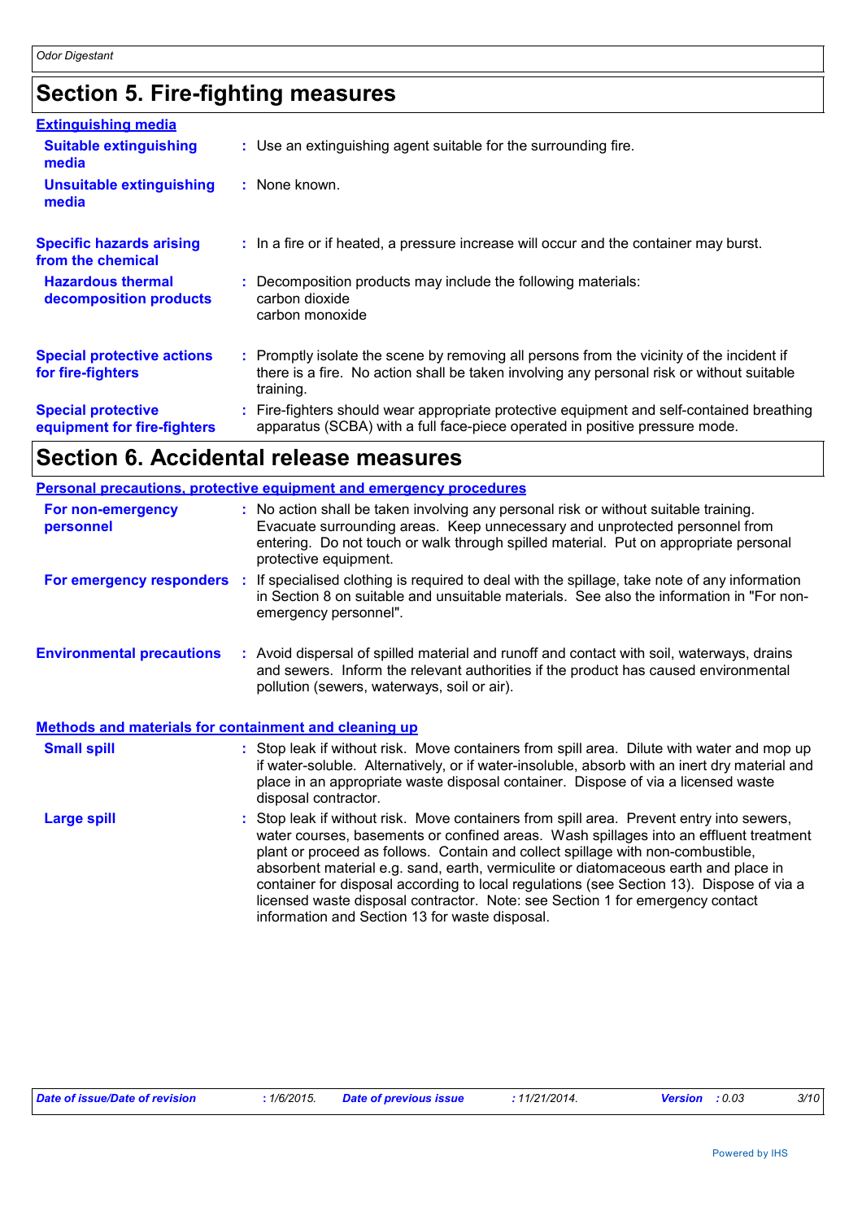# Section 5. Fire-fighting measures

## Extinguishing media

**Suitable extinguishing media** : Use an extinguishing agent suitable for the surrounding fire.

**Unsuitable extinguishing media** : None known.

**Specific hazards arising from the chemical** : In a fire or if heated, a pressure increase will occur and the container may burst.

**Hazardous thermal decomposition products** : Decomposition products may include the following materials:
carbon dioxide
carbon monoxide

**Special protective actions for fire-fighters** : Promptly isolate the scene by removing all persons from the vicinity of the incident if there is a fire. No action shall be taken involving any personal risk or without suitable training.

**Special protective equipment for fire-fighters** : Fire-fighters should wear appropriate protective equipment and self-contained breathing apparatus (SCBA) with a full face-piece operated in positive pressure mode.

# Section 6. Accidental release measures

## Personal precautions, protective equipment and emergency procedures

**For non-emergency personnel** : No action shall be taken involving any personal risk or without suitable training. Evacuate surrounding areas. Keep unnecessary and unprotected personnel from entering. Do not touch or walk through spilled material. Put on appropriate personal protective equipment.

**For emergency responders** : If specialised clothing is required to deal with the spillage, take note of any information in Section 8 on suitable and unsuitable materials. See also the information in "For non-emergency personnel".

**Environmental precautions** : Avoid dispersal of spilled material and runoff and contact with soil, waterways, drains and sewers. Inform the relevant authorities if the product has caused environmental pollution (sewers, waterways, soil or air).

## Methods and materials for containment and cleaning up

**Small spill** : Stop leak if without risk. Move containers from spill area. Dilute with water and mop up if water-soluble. Alternatively, or if water-insoluble, absorb with an inert dry material and place in an appropriate waste disposal container. Dispose of via a licensed waste disposal contractor.

**Large spill** : Stop leak if without risk. Move containers from spill area. Prevent entry into sewers, water courses, basements or confined areas. Wash spillages into an effluent treatment plant or proceed as follows. Contain and collect spillage with non-combustible, absorbent material e.g. sand, earth, vermiculite or diatomaceous earth and place in container for disposal according to local regulations (see Section 13). Dispose of via a licensed waste disposal contractor. Note: see Section 1 for emergency contact information and Section 13 for waste disposal.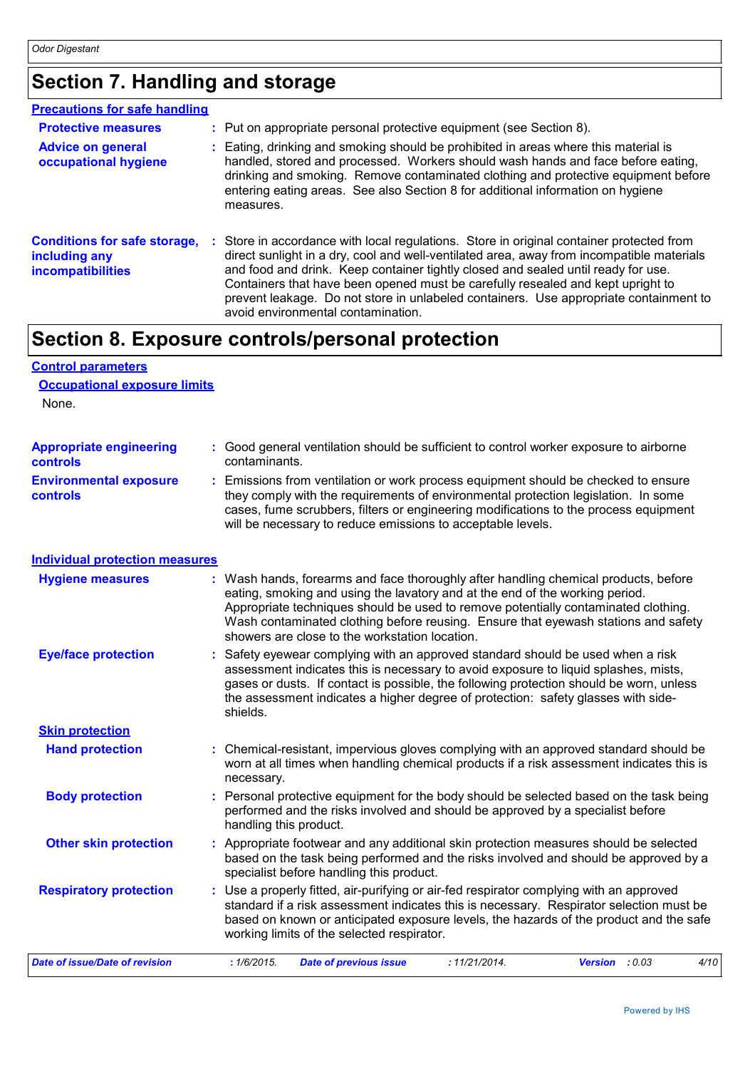## Section 7. Handling and storage

### Precautions for safe handling

**Protective measures** : Put on appropriate personal protective equipment (see Section 8).

**Advice on general occupational hygiene** : Eating, drinking and smoking should be prohibited in areas where this material is handled, stored and processed. Workers should wash hands and face before eating, drinking and smoking. Remove contaminated clothing and protective equipment before entering eating areas. See also Section 8 for additional information on hygiene measures.

**Conditions for safe storage, including any incompatibilities** : Store in accordance with local regulations. Store in original container protected from direct sunlight in a dry, cool and well-ventilated area, away from incompatible materials and food and drink. Keep container tightly closed and sealed until ready for use. Containers that have been opened must be carefully resealed and kept upright to prevent leakage. Do not store in unlabeled containers. Use appropriate containment to avoid environmental contamination.

## Section 8. Exposure controls/personal protection

### Control parameters

#### Occupational exposure limits

None.

**Appropriate engineering controls** : Good general ventilation should be sufficient to control worker exposure to airborne contaminants.

**Environmental exposure controls** : Emissions from ventilation or work process equipment should be checked to ensure they comply with the requirements of environmental protection legislation. In some cases, fume scrubbers, filters or engineering modifications to the process equipment will be necessary to reduce emissions to acceptable levels.

### Individual protection measures

**Hygiene measures** : Wash hands, forearms and face thoroughly after handling chemical products, before eating, smoking and using the lavatory and at the end of the working period. Appropriate techniques should be used to remove potentially contaminated clothing. Wash contaminated clothing before reusing. Ensure that eyewash stations and safety showers are close to the workstation location.

**Eye/face protection** : Safety eyewear complying with an approved standard should be used when a risk assessment indicates this is necessary to avoid exposure to liquid splashes, mists, gases or dusts. If contact is possible, the following protection should be worn, unless the assessment indicates a higher degree of protection: safety glasses with side-shields.

#### Skin protection

**Hand protection** : Chemical-resistant, impervious gloves complying with an approved standard should be worn at all times when handling chemical products if a risk assessment indicates this is necessary.

**Body protection** : Personal protective equipment for the body should be selected based on the task being performed and the risks involved and should be approved by a specialist before handling this product.

**Other skin protection** : Appropriate footwear and any additional skin protection measures should be selected based on the task being performed and the risks involved and should be approved by a specialist before handling this product.

**Respiratory protection** : Use a properly fitted, air-purifying or air-fed respirator complying with an approved standard if a risk assessment indicates this is necessary. Respirator selection must be based on known or anticipated exposure levels, the hazards of the product and the safe working limits of the selected respirator.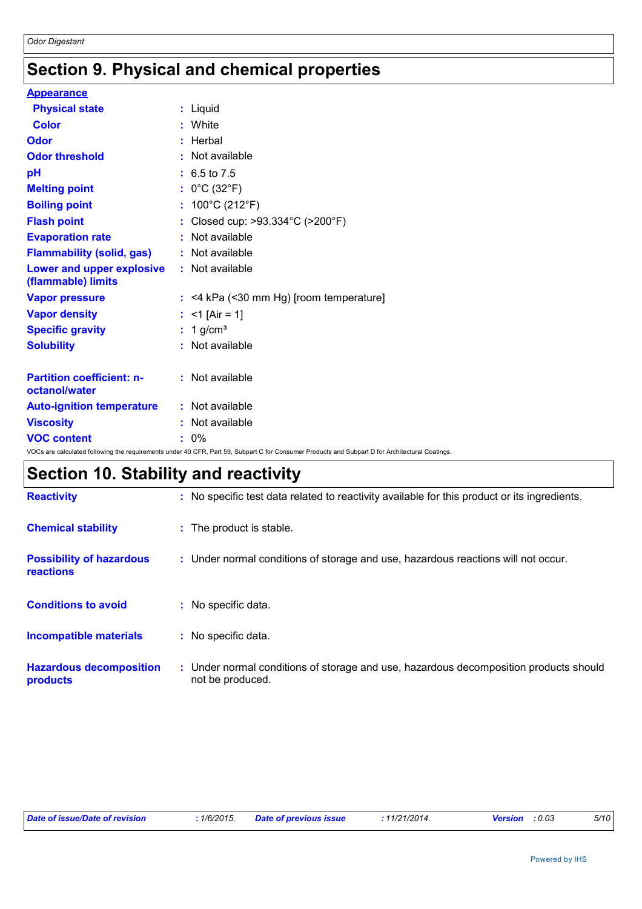## Section 9. Physical and chemical properties

**Appearance**

| | | |
|---|---|---|
| **Physical state** | : | Liquid |
| **Color** | : | White |
| **Odor** | : | Herbal |
| **Odor threshold** | : | Not available |
| **pH** | : | 6.5 to 7.5 |
| **Melting point** | : | 0°C (32°F) |
| **Boiling point** | : | 100°C (212°F) |
| **Flash point** | : | Closed cup: >93.334°C (>200°F) |
| **Evaporation rate** | : | Not available |
| **Flammability (solid, gas)** | : | Not available |
| **Lower and upper explosive (flammable) limits** | : | Not available |
| **Vapor pressure** | : | <4 kPa (<30 mm Hg) [room temperature] |
| **Vapor density** | : | <1 [Air = 1] |
| **Specific gravity** | : | 1 g/cm³ |
| **Solubility** | : | Not available |
| **Partition coefficient: n-octanol/water** | : | Not available |
| **Auto-ignition temperature** | : | Not available |
| **Viscosity** | : | Not available |
| **VOC content** | : | 0% |

VOCs are calculated following the requirements under 40 CFR, Part 59, Subpart C for Consumer Products and Subpart D for Architectural Coatings.

## Section 10. Stability and reactivity

| | | |
|---|---|---|
| **Reactivity** | : | No specific test data related to reactivity available for this product or its ingredients. |
| **Chemical stability** | : | The product is stable. |
| **Possibility of hazardous reactions** | : | Under normal conditions of storage and use, hazardous reactions will not occur. |
| **Conditions to avoid** | : | No specific data. |
| **Incompatible materials** | : | No specific data. |
| **Hazardous decomposition products** | : | Under normal conditions of storage and use, hazardous decomposition products should not be produced. |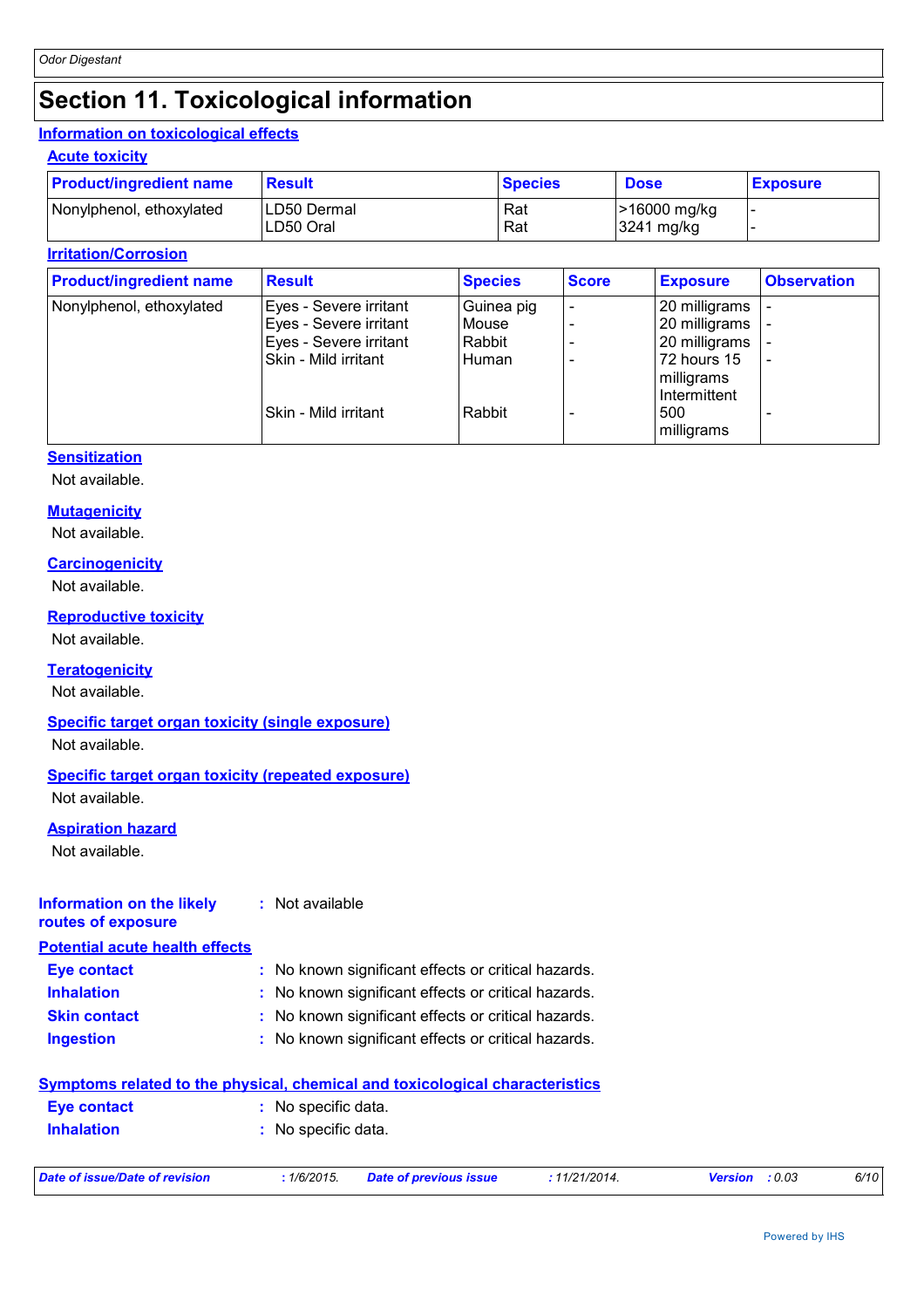# Section 11. Toxicological information

## Information on toxicological effects

### Acute toxicity

| Product/ingredient name | Result | Species | Dose | Exposure |
|---|---|---|---|---|
| Nonylphenol, ethoxylated | LD50 Dermal | Rat | >16000 mg/kg | - |
| | LD50 Oral | Rat | 3241 mg/kg | - |

### Irritation/Corrosion

| Product/ingredient name | Result | Species | Score | Exposure | Observation |
|---|---|---|---|---|---|
| Nonylphenol, ethoxylated | Eyes - Severe irritant | Guinea pig | - | 20 milligrams | - |
| | Eyes - Severe irritant | Mouse | - | 20 milligrams | - |
| | Eyes - Severe irritant | Rabbit | - | 20 milligrams | - |
| | Skin - Mild irritant | Human | - | 72 hours 15 milligrams Intermittent | - |
| | Skin - Mild irritant | Rabbit | - | 500 milligrams | - |

### Sensitization

Not available.

### Mutagenicity

Not available.

### Carcinogenicity

Not available.

### Reproductive toxicity

Not available.

### Teratogenicity

Not available.

### Specific target organ toxicity (single exposure)

Not available.

### Specific target organ toxicity (repeated exposure)

Not available.

### Aspiration hazard

Not available.

**Information on the likely routes of exposure** : Not available

## Potential acute health effects

**Eye contact** : No known significant effects or critical hazards.

**Inhalation** : No known significant effects or critical hazards.

**Skin contact** : No known significant effects or critical hazards.

**Ingestion** : No known significant effects or critical hazards.

## Symptoms related to the physical, chemical and toxicological characteristics

**Eye contact** : No specific data.

**Inhalation** : No specific data.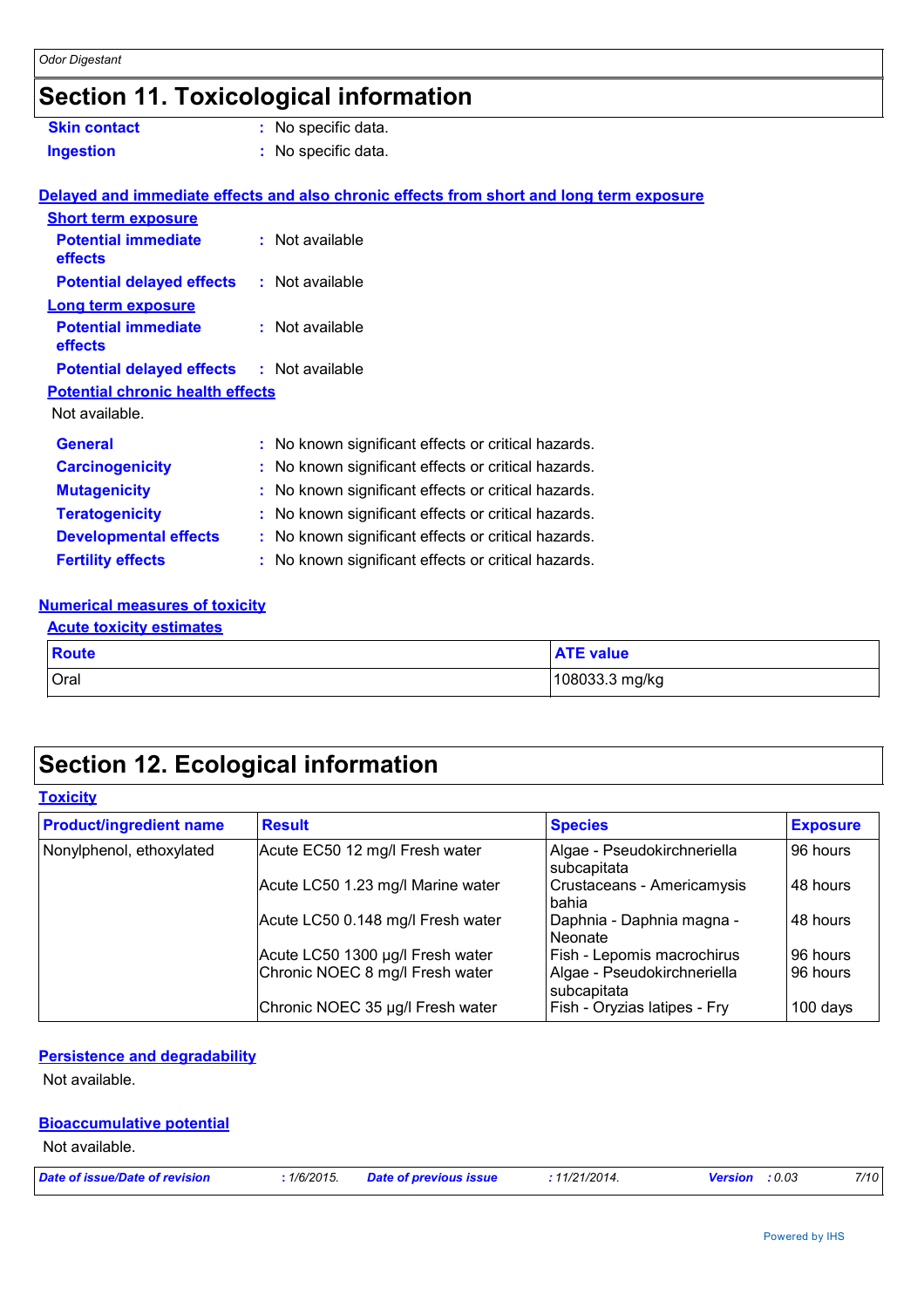# Section 11. Toxicological information

**Skin contact** : No specific data.

**Ingestion** : No specific data.

**Delayed and immediate effects and also chronic effects from short and long term exposure**

**Short term exposure**

**Potential immediate effects** : Not available

**Potential delayed effects** : Not available

**Long term exposure**

**Potential immediate effects** : Not available

**Potential delayed effects** : Not available

**Potential chronic health effects**

Not available.

**General** : No known significant effects or critical hazards.

**Carcinogenicity** : No known significant effects or critical hazards.

**Mutagenicity** : No known significant effects or critical hazards.

**Teratogenicity** : No known significant effects or critical hazards.

**Developmental effects** : No known significant effects or critical hazards.

**Fertility effects** : No known significant effects or critical hazards.

**Numerical measures of toxicity**

**Acute toxicity estimates**

| Route | ATE value |
|---|---|
| Oral | 108033.3 mg/kg |

# Section 12. Ecological information

**Toxicity**

| Product/ingredient name | Result | Species | Exposure |
|---|---|---|---|
| Nonylphenol, ethoxylated | Acute EC50 12 mg/l Fresh water | Algae - Pseudokirchneriella subcapitata | 96 hours |
| | Acute LC50 1.23 mg/l Marine water | Crustaceans - Americamysis bahia | 48 hours |
| | Acute LC50 0.148 mg/l Fresh water | Daphnia - Daphnia magna - Neonate | 48 hours |
| | Acute LC50 1300 µg/l Fresh water | Fish - Lepomis macrochirus | 96 hours |
| | Chronic NOEC 8 mg/l Fresh water | Algae - Pseudokirchneriella subcapitata | 96 hours |
| | Chronic NOEC 35 µg/l Fresh water | Fish - Oryzias latipes - Fry | 100 days |

**Persistence and degradability**

Not available.

**Bioaccumulative potential**

Not available.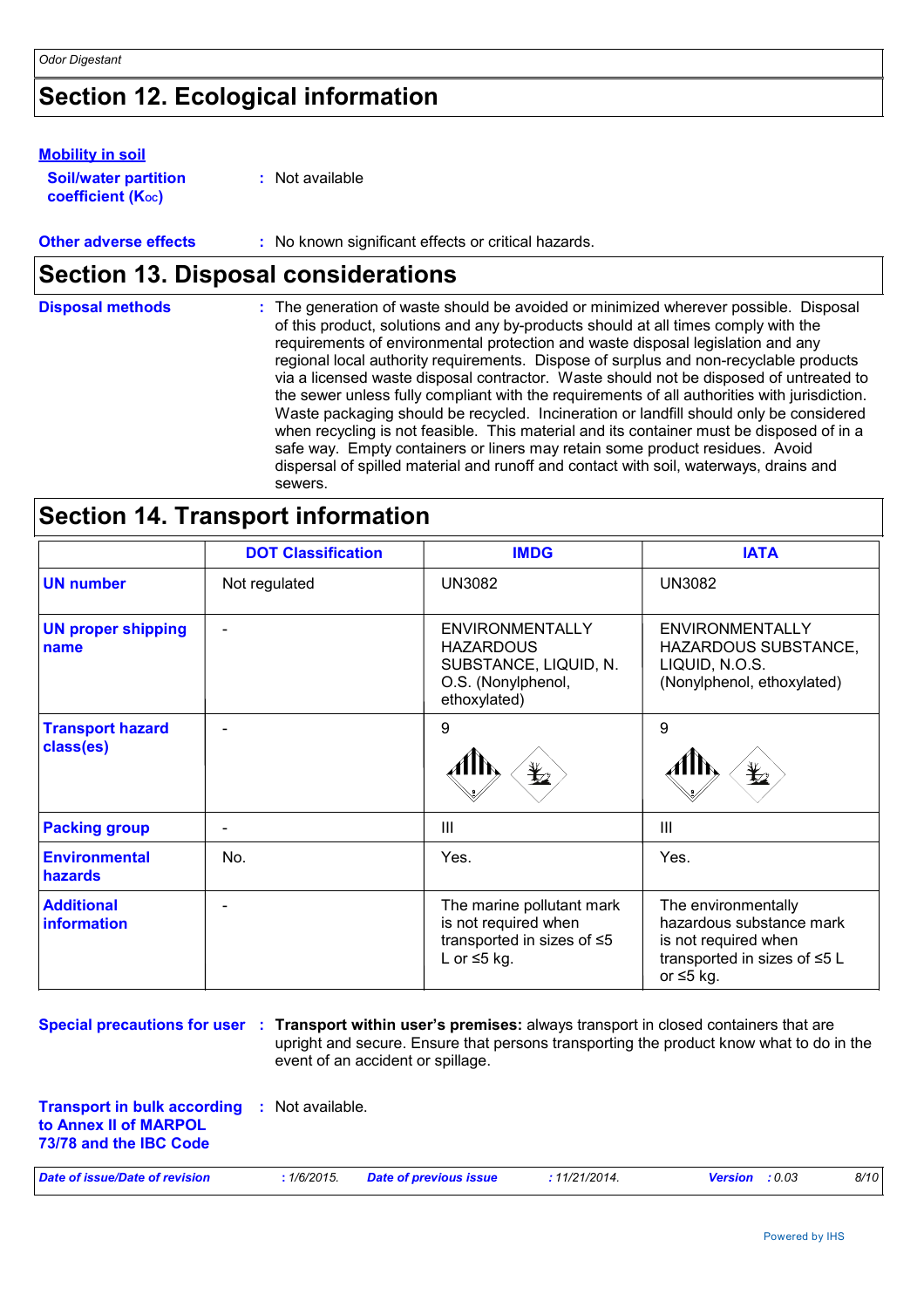## Section 12. Ecological information

**Mobility in soil**

**Soil/water partition coefficient ($K_{OC}$)** : Not available

**Other adverse effects** : No known significant effects or critical hazards.

## Section 13. Disposal considerations

**Disposal methods** : The generation of waste should be avoided or minimized wherever possible. Disposal of this product, solutions and any by-products should at all times comply with the requirements of environmental protection and waste disposal legislation and any regional local authority requirements. Dispose of surplus and non-recyclable products via a licensed waste disposal contractor. Waste should not be disposed of untreated to the sewer unless fully compliant with the requirements of all authorities with jurisdiction. Waste packaging should be recycled. Incineration or landfill should only be considered when recycling is not feasible. This material and its container must be disposed of in a safe way. Empty containers or liners may retain some product residues. Avoid dispersal of spilled material and runoff and contact with soil, waterways, drains and sewers.

## Section 14. Transport information

| | DOT Classification | IMDG | IATA |
|---|---|---|---|
| **UN number** | Not regulated | UN3082 | UN3082 |
| **UN proper shipping name** | - | ENVIRONMENTALLY HAZARDOUS SUBSTANCE, LIQUID, N.O.S. (Nonylphenol, ethoxylated) | ENVIRONMENTALLY HAZARDOUS SUBSTANCE, LIQUID, N.O.S. (Nonylphenol, ethoxylated) |
| **Transport hazard class(es)** | - | 9 | 9 |
| **Packing group** | - | III | III |
| **Environmental hazards** | No. | Yes. | Yes. |
| **Additional information** | - | The marine pollutant mark is not required when transported in sizes of ≤5 L or ≤5 kg. | The environmentally hazardous substance mark is not required when transported in sizes of ≤5 L or ≤5 kg. |

**Special precautions for user** : **Transport within user's premises:** always transport in closed containers that are upright and secure. Ensure that persons transporting the product know what to do in the event of an accident or spillage.

**Transport in bulk according to Annex II of MARPOL 73/78 and the IBC Code** : Not available.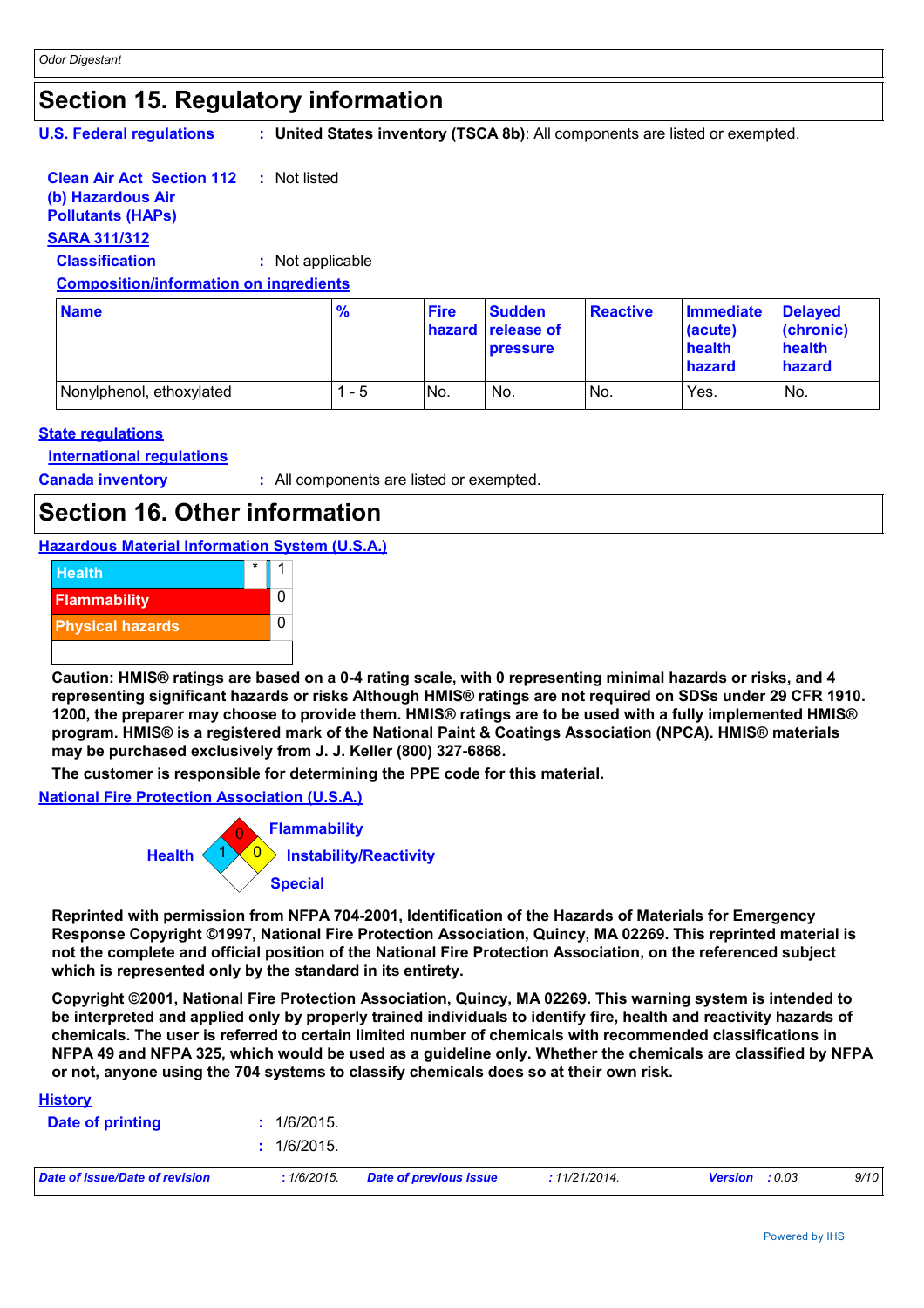## Section 15. Regulatory information

**U.S. Federal regulations** : **United States inventory (TSCA 8b)**: All components are listed or exempted.

**Clean Air Act Section 112 (b) Hazardous Air Pollutants (HAPs)** : Not listed

**SARA 311/312**

**Classification** : Not applicable

**Composition/information on ingredients**

| Name | % | Fire hazard | Sudden release of pressure | Reactive | Immediate (acute) health hazard | Delayed (chronic) health hazard |
|---|---|---|---|---|---|---|
| Nonylphenol, ethoxylated | 1 - 5 | No. | No. | No. | Yes. | No. |

**State regulations**

**International regulations**

**Canada inventory** : All components are listed or exempted.

## Section 16. Other information

**Hazardous Material Information System (U.S.A.)**

| | | |
|---|---|---|
| Health | * | 1 |
| Flammability | | 0 |
| Physical hazards | | 0 |

**Caution: HMIS® ratings are based on a 0-4 rating scale, with 0 representing minimal hazards or risks, and 4 representing significant hazards or risks Although HMIS® ratings are not required on SDSs under 29 CFR 1910. 1200, the preparer may choose to provide them. HMIS® ratings are to be used with a fully implemented HMIS® program. HMIS® is a registered mark of the National Paint & Coatings Association (NPCA). HMIS® materials may be purchased exclusively from J. J. Keller (800) 327-6868.**

**The customer is responsible for determining the PPE code for this material.**

**National Fire Protection Association (U.S.A.)**

Flammability: 0
Health: 1
Instability/Reactivity: 0
Special:

**Reprinted with permission from NFPA 704-2001, Identification of the Hazards of Materials for Emergency Response Copyright ©1997, National Fire Protection Association, Quincy, MA 02269. This reprinted material is not the complete and official position of the National Fire Protection Association, on the referenced subject which is represented only by the standard in its entirety.**

**Copyright ©2001, National Fire Protection Association, Quincy, MA 02269. This warning system is intended to be interpreted and applied only by properly trained individuals to identify fire, health and reactivity hazards of chemicals. The user is referred to certain limited number of chemicals with recommended classifications in NFPA 49 and NFPA 325, which would be used as a guideline only. Whether the chemicals are classified by NFPA or not, anyone using the 704 systems to classify chemicals does so at their own risk.**

**History**

**Date of printing** : 1/6/2015.

: 1/6/2015.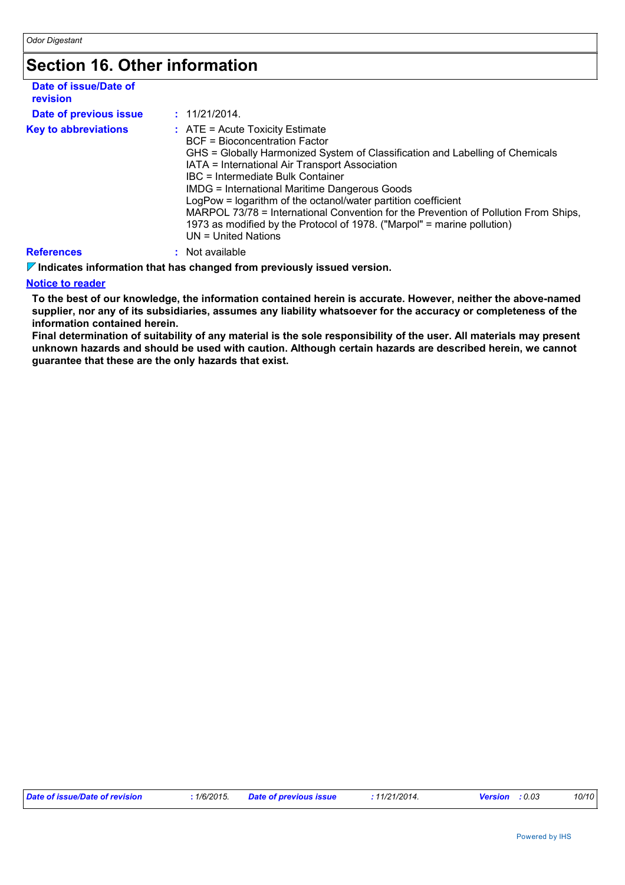# Section 16. Other information

**Date of issue/Date of revision**

**Date of previous issue** : 11/21/2014.

**Key to abbreviations** : ATE = Acute Toxicity Estimate
BCF = Bioconcentration Factor
GHS = Globally Harmonized System of Classification and Labelling of Chemicals
IATA = International Air Transport Association
IBC = Intermediate Bulk Container
IMDG = International Maritime Dangerous Goods
LogPow = logarithm of the octanol/water partition coefficient
MARPOL 73/78 = International Convention for the Prevention of Pollution From Ships, 1973 as modified by the Protocol of 1978. ("Marpol" = marine pollution)
UN = United Nations

**References** : Not available

**Indicates information that has changed from previously issued version.**

**Notice to reader**

**To the best of our knowledge, the information contained herein is accurate. However, neither the above-named supplier, nor any of its subsidiaries, assumes any liability whatsoever for the accuracy or completeness of the information contained herein.**
**Final determination of suitability of any material is the sole responsibility of the user. All materials may present unknown hazards and should be used with caution. Although certain hazards are described herein, we cannot guarantee that these are the only hazards that exist.**